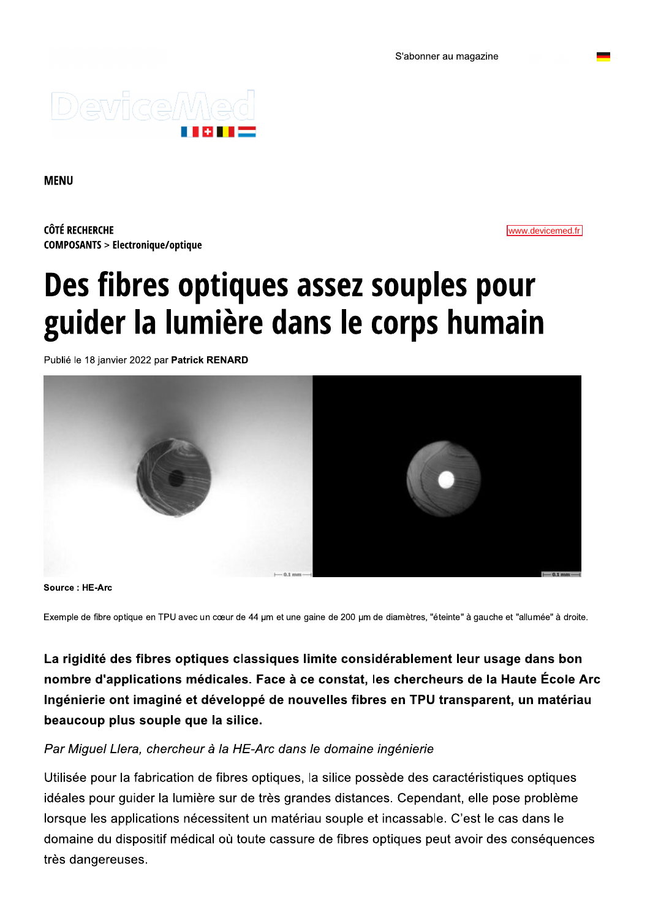S'abonner au magazine

MENU

CÔTÉ RECHERCHE

COMPOSANTS > Electronique/optique

www.devicemed.fr

# Des fibres optiques assez souples pour guider la lumière dans le corps humain

Publié le 18 janvier 2022 par **Patrick RENARD**

**Source : HE-Arc**

Exemple de fibre optique en TPU avec un cœur de 44 µm et une gaine de 200 µm de diamètres, "éteinte" à gauche et "allumée" à droite.

**La rigidité des fibres optiques classiques limite considérablement leur usage dans bon nombre d'applications médicales. Face à ce constat, les chercheurs de la Haute École Arc Ingénierie ont imaginé et développé de nouvelles fibres en TPU transparent, un matériau beaucoup plus souple que la silice.**

*Par Miguel Llera, chercheur à la HE-Arc dans le domaine ingénierie*

Utilisée pour la fabrication de fibres optiques, la silice possède des caractéristiques optiques idéales pour guider la lumière sur de très grandes distances. Cependant, elle pose problème lorsque les applications nécessitent un matériau souple et incassable. C'est le cas dans le domaine du dispositif médical où toute cassure de fibres optiques peut avoir des conséquences très dangereuses.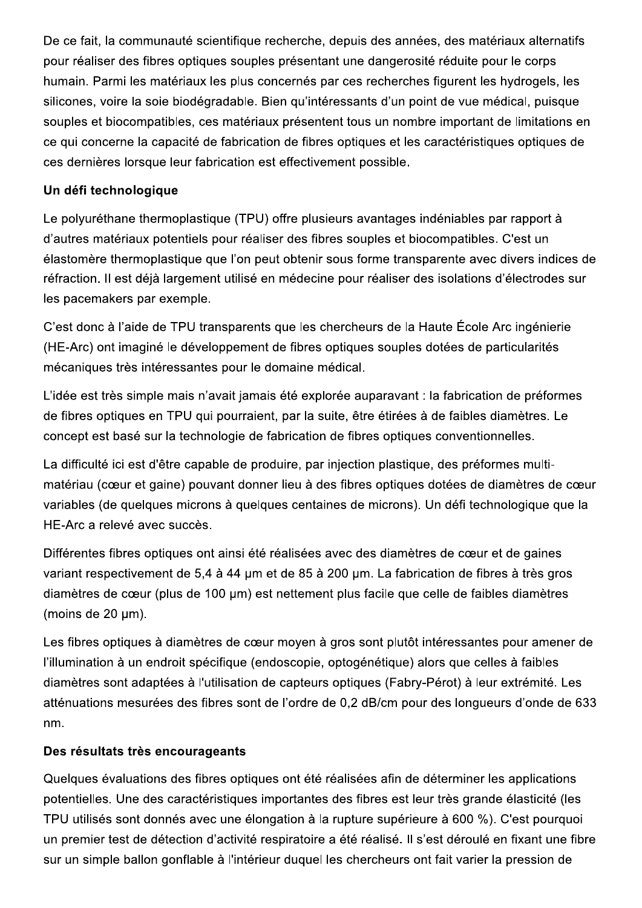De ce fait, la communauté scientifique recherche, depuis des années, des matériaux alternatifs pour réaliser des fibres optiques souples présentant une dangerosité réduite pour le corps humain. Parmi les matériaux les plus concernés par ces recherches figurent les hydrogels, les silicones, voire la soie biodégradable. Bien qu'intéressants d'un point de vue médical, puisque souples et biocompatibles, ces matériaux présentent tous un nombre important de limitations en ce qui concerne la capacité de fabrication de fibres optiques et les caractéristiques optiques de ces dernières lorsque leur fabrication est effectivement possible.

**Un défi technologique**

Le polyuréthane thermoplastique (TPU) offre plusieurs avantages indéniables par rapport à d'autres matériaux potentiels pour réaliser des fibres souples et biocompatibles. C'est un élastomère thermoplastique que l'on peut obtenir sous forme transparente avec divers indices de réfraction. Il est déjà largement utilisé en médecine pour réaliser des isolations d'électrodes sur les pacemakers par exemple.

C'est donc à l'aide de TPU transparents que les chercheurs de la Haute École Arc ingénierie (HE-Arc) ont imaginé le développement de fibres optiques souples dotées de particularités mécaniques très intéressantes pour le domaine médical.

L'idée est très simple mais n'avait jamais été explorée auparavant : la fabrication de préformes de fibres optiques en TPU qui pourraient, par la suite, être étirées à de faibles diamètres. Le concept est basé sur la technologie de fabrication de fibres optiques conventionnelles.

La difficulté ici est d'être capable de produire, par injection plastique, des préformes multi-matériau (cœur et gaine) pouvant donner lieu à des fibres optiques dotées de diamètres de cœur variables (de quelques microns à quelques centaines de microns). Un défi technologique que la HE-Arc a relevé avec succès.

Différentes fibres optiques ont ainsi été réalisées avec des diamètres de cœur et de gaines variant respectivement de 5,4 à 44 µm et de 85 à 200 µm. La fabrication de fibres à très gros diamètres de cœur (plus de 100 µm) est nettement plus facile que celle de faibles diamètres (moins de 20 µm).

Les fibres optiques à diamètres de cœur moyen à gros sont plutôt intéressantes pour amener de l'illumination à un endroit spécifique (endoscopie, optogénétique) alors que celles à faibles diamètres sont adaptées à l'utilisation de capteurs optiques (Fabry-Pérot) à leur extrémité. Les atténuations mesurées des fibres sont de l'ordre de 0,2 dB/cm pour des longueurs d'onde de 633 nm.

**Des résultats très encourageants**

Quelques évaluations des fibres optiques ont été réalisées afin de déterminer les applications potentielles. Une des caractéristiques importantes des fibres est leur très grande élasticité (les TPU utilisés sont donnés avec une élongation à la rupture supérieure à 600 %). C'est pourquoi un premier test de détection d'activité respiratoire a été réalisé. Il s'est déroulé en fixant une fibre sur un simple ballon gonflable à l'intérieur duquel les chercheurs ont fait varier la pression de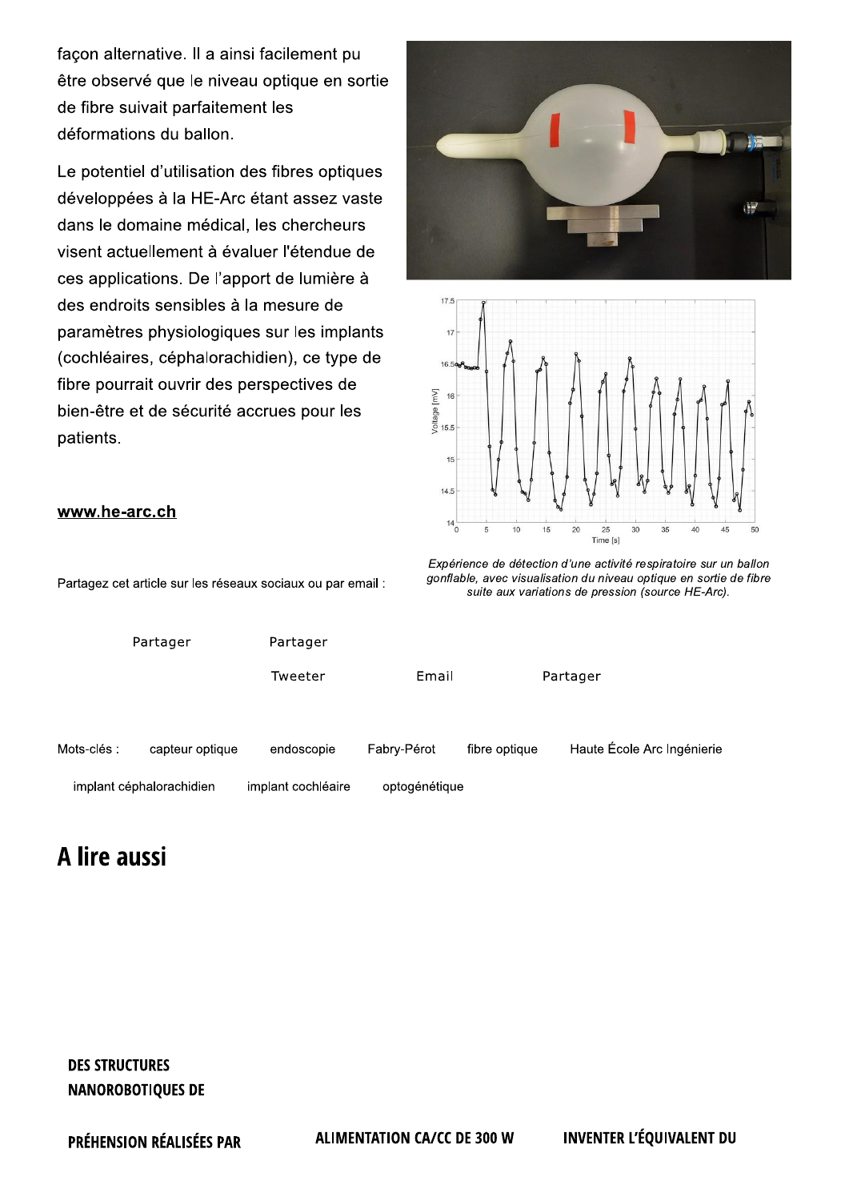façon alternative. Il a ainsi facilement pu être observé que le niveau optique en sortie de fibre suivait parfaitement les déformations du ballon.

Le potentiel d'utilisation des fibres optiques développées à la HE-Arc étant assez vaste dans le domaine médical, les chercheurs visent actuellement à évaluer l'étendue de ces applications. De l'apport de lumière à des endroits sensibles à la mesure de paramètres physiologiques sur les implants (cochléaires, céphalorachidien), ce type de fibre pourrait ouvrir des perspectives de bien-être et de sécurité accrues pour les patients.

17.5
17
16.5
16
15.5
15
14.5
14
Voltage [mV]
0 5 10 15 20 25 30 35 40 45 50
Time [s]

*Expérience de détection d'une activité respiratoire sur un ballon gonflable, avec visualisation du niveau optique en sortie de fibre suite aux variations de pression (source HE-Arc).*

[www.he-arc.ch](http://www.he-arc.ch)

Partagez cet article sur les réseaux sociaux ou par email :

Partager Partager

Tweeter Email Partager

Mots-clés : capteur optique endoscopie Fabry-Pérot fibre optique Haute École Arc Ingénierie implant céphalorachidien implant cochléaire optogénétique

# A lire aussi

**DES STRUCTURES NANOROBOTIQUES DE PRÉHENSION RÉALISÉES PAR**

**ALIMENTATION CA/CC DE 300 W**

**INVENTER L'ÉQUIVALENT DU**